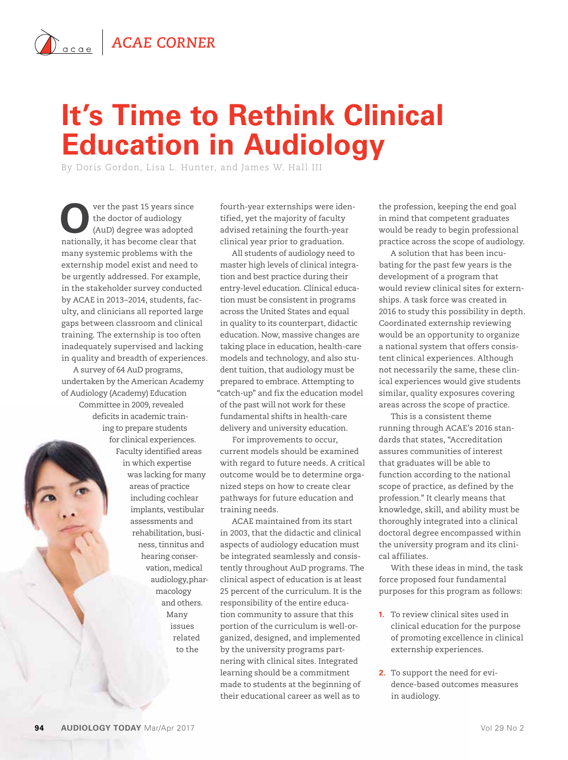ACAE CORNER

# It's Time to Rethink Clinical Education in Audiology

By Doris Gordon, Lisa L. Hunter, and James W. Hall III

Over the past 15 years since the doctor of audiology (AuD) degree was adopted nationally, it has become clear that many systemic problems with the externship model exist and need to be urgently addressed. For example, in the stakeholder survey conducted by ACAE in 2013–2014, students, faculty, and clinicians all reported large gaps between classroom and clinical training. The externship is too often inadequately supervised and lacking in quality and breadth of experiences.

A survey of 64 AuD programs, undertaken by the American Academy of Audiology (Academy) Education Committee in 2009, revealed deficits in academic training to prepare students for clinical experiences. Faculty identified areas in which expertise was lacking for many areas of practice including cochlear implants, vestibular assessments and rehabilitation, business, tinnitus and hearing conservation, medical audiology, pharmacology and others. Many issues related to the fourth-year externships were identified, yet the majority of faculty advised retaining the fourth-year clinical year prior to graduation.

All students of audiology need to master high levels of clinical integration and best practice during their entry-level education. Clinical education must be consistent in programs across the United States and equal in quality to its counterpart, didactic education. Now, massive changes are taking place in education, health-care models and technology, and also student tuition, that audiology must be prepared to embrace. Attempting to "catch-up" and fix the education model of the past will not work for these fundamental shifts in health-care delivery and university education.

For improvements to occur, current models should be examined with regard to future needs. A critical outcome would be to determine organized steps on how to create clear pathways for future education and training needs.

ACAE maintained from its start in 2003, that the didactic and clinical aspects of audiology education must be integrated seamlessly and consistently throughout AuD programs. The clinical aspect of education is at least 25 percent of the curriculum. It is the responsibility of the entire education community to assure that this portion of the curriculum is well-organized, designed, and implemented by the university programs partnering with clinical sites. Integrated learning should be a commitment made to students at the beginning of their educational career as well as to the profession, keeping the end goal in mind that competent graduates would be ready to begin professional practice across the scope of audiology.

A solution that has been incubating for the past few years is the development of a program that would review clinical sites for externships. A task force was created in 2016 to study this possibility in depth. Coordinated externship reviewing would be an opportunity to organize a national system that offers consistent clinical experiences. Although not necessarily the same, these clinical experiences would give students similar, quality exposures covering areas across the scope of practice.

This is a consistent theme running through ACAE's 2016 standards that states, "Accreditation assures communities of interest that graduates will be able to function according to the national scope of practice, as defined by the profession." It clearly means that knowledge, skill, and ability must be thoroughly integrated into a clinical doctoral degree encompassed within the university program and its clinical affiliates.

With these ideas in mind, the task force proposed four fundamental purposes for this program as follows:

1. To review clinical sites used in clinical education for the purpose of promoting excellence in clinical externship experiences.
2. To support the need for evidence-based outcomes measures in audiology.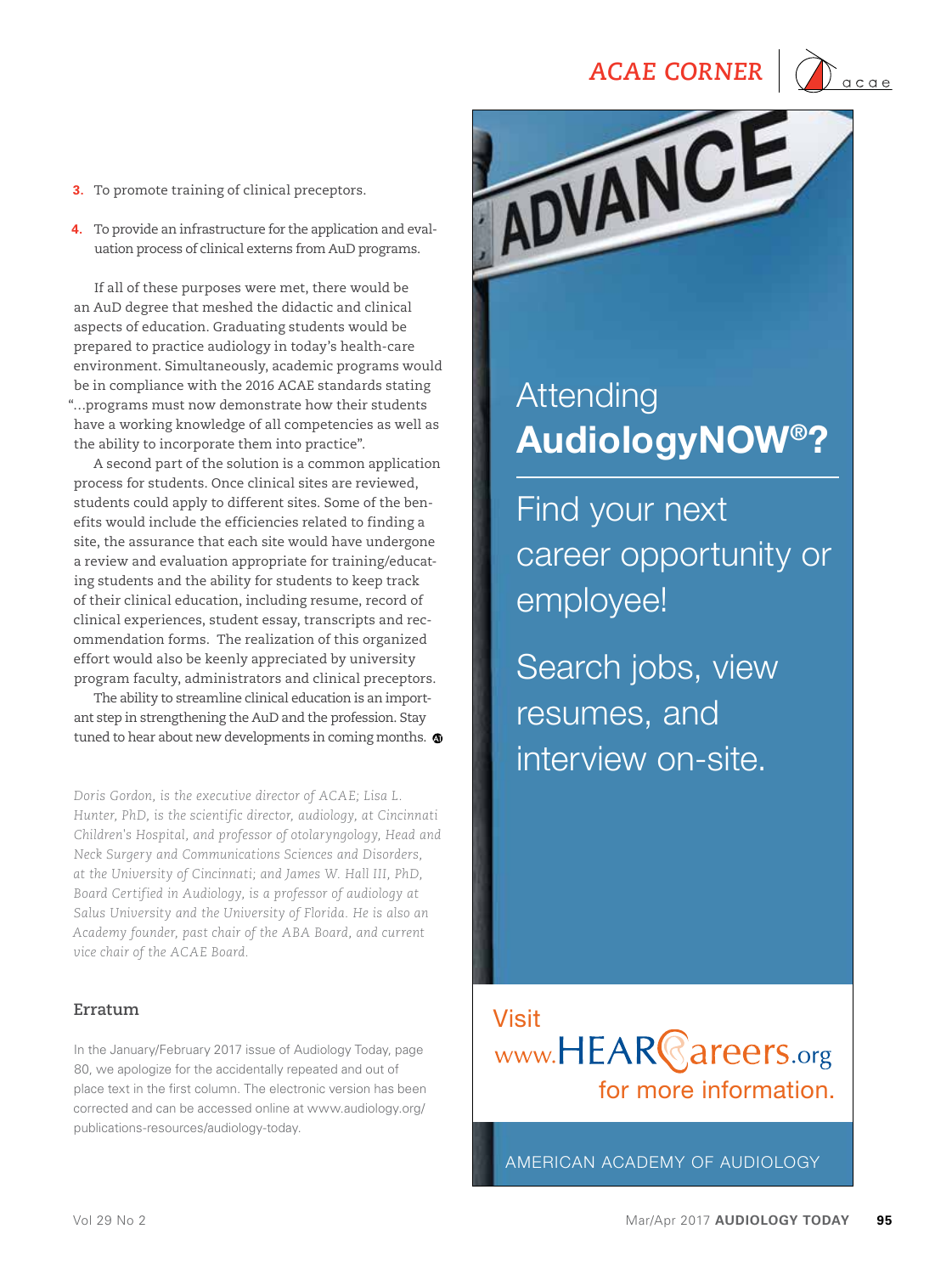3. To promote training of clinical preceptors.
4. To provide an infrastructure for the application and evaluation process of clinical externs from AuD programs.

If all of these purposes were met, there would be an AuD degree that meshed the didactic and clinical aspects of education. Graduating students would be prepared to practice audiology in today's health-care environment. Simultaneously, academic programs would be in compliance with the 2016 ACAE standards stating "...programs must now demonstrate how their students have a working knowledge of all competencies as well as the ability to incorporate them into practice".

A second part of the solution is a common application process for students. Once clinical sites are reviewed, students could apply to different sites. Some of the benefits would include the efficiencies related to finding a site, the assurance that each site would have undergone a review and evaluation appropriate for training/educating students and the ability for students to keep track of their clinical education, including resume, record of clinical experiences, student essay, transcripts and recommendation forms. The realization of this organized effort would also be keenly appreciated by university program faculty, administrators and clinical preceptors.

The ability to streamline clinical education is an important step in strengthening the AuD and the profession. Stay tuned to hear about new developments in coming months.

*Doris Gordon, is the executive director of ACAE; Lisa L. Hunter, PhD, is the scientific director, audiology, at Cincinnati Children's Hospital, and professor of otolaryngology, Head and Neck Surgery and Communications Sciences and Disorders, at the University of Cincinnati; and James W. Hall III, PhD, Board Certified in Audiology, is a professor of audiology at Salus University and the University of Florida. He is also an Academy founder, past chair of the ABA Board, and current vice chair of the ACAE Board.*

## Erratum

In the January/February 2017 issue of Audiology Today, page 80, we apologize for the accidentally repeated and out of place text in the first column. The electronic version has been corrected and can be accessed online at www.audiology.org/publications-resources/audiology-today.

ADVANCE

Attending **AudiologyNOW®?**

Find your next career opportunity or employee!

Search jobs, view resumes, and interview on-site.

Visit www.HEARCareers.org for more information.

AMERICAN ACADEMY OF AUDIOLOGY